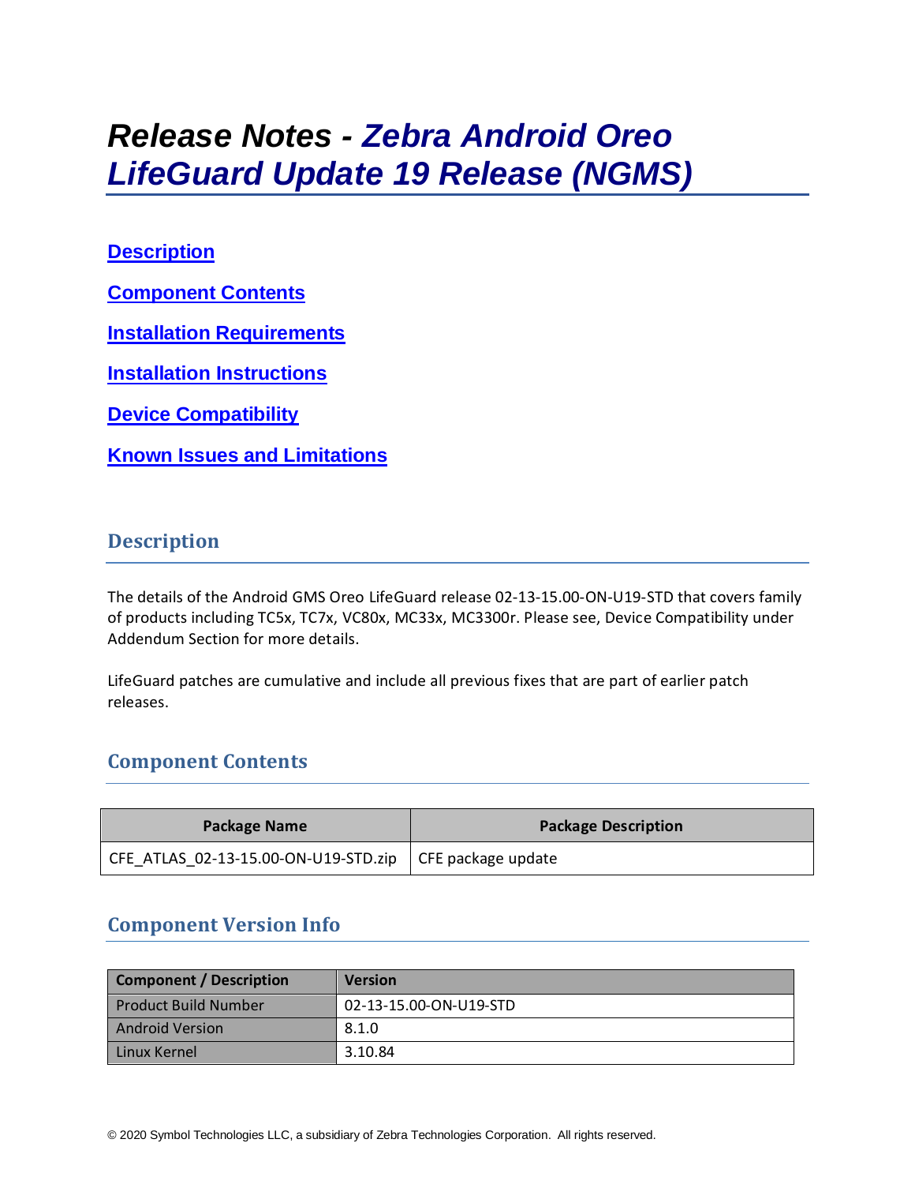# Release Notes - Zebra Android Oreo LifeGuard Update 19 Release (NGMS)

[Description](#description)

[Component Contents](#component-contents)

[Installation Requirements](#installation-requirements)

[Installation Instructions](#installation-instructions)

[Device Compatibility](#device-compatibility)

[Known Issues and Limitations](#known-issues-and-limitations)

## Description

The details of the Android GMS Oreo LifeGuard release 02-13-15.00-ON-U19-STD that covers family of products including TC5x, TC7x, VC80x, MC33x, MC3300r. Please see, Device Compatibility under Addendum Section for more details.

LifeGuard patches are cumulative and include all previous fixes that are part of earlier patch releases.

## Component Contents

| Package Name | Package Description |
|---|---|
| CFE_ATLAS_02-13-15.00-ON-U19-STD.zip | CFE package update |

## Component Version Info

| Component / Description | Version |
|---|---|
| Product Build Number | 02-13-15.00-ON-U19-STD |
| Android Version | 8.1.0 |
| Linux Kernel | 3.10.84 |

© 2020 Symbol Technologies LLC, a subsidiary of Zebra Technologies Corporation. All rights reserved.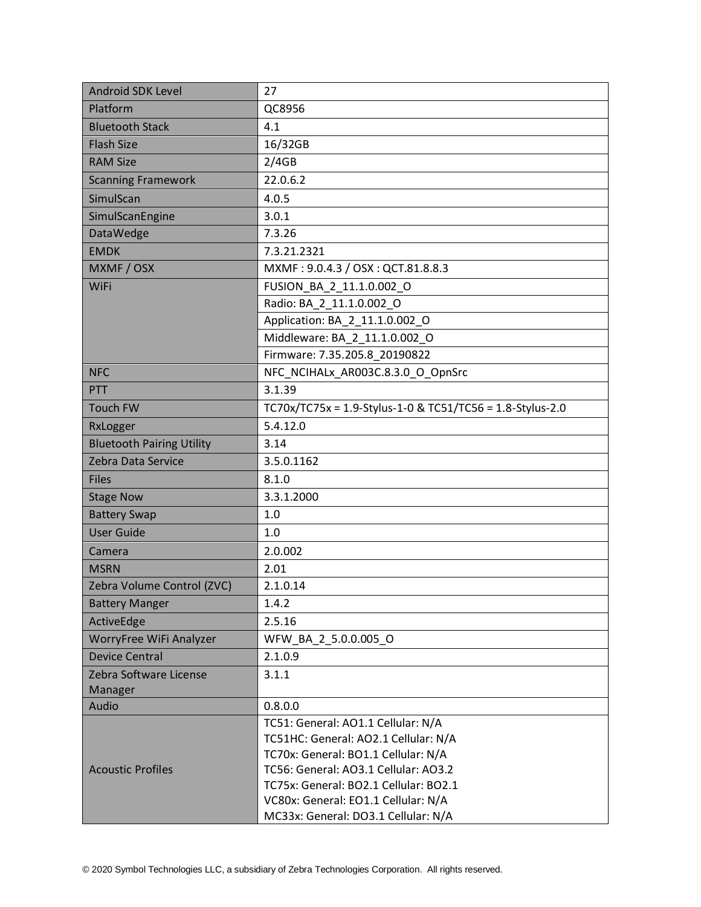| | |
|---|---|
| Android SDK Level | 27 |
| Platform | QC8956 |
| Bluetooth Stack | 4.1 |
| Flash Size | 16/32GB |
| RAM Size | 2/4GB |
| Scanning Framework | 22.0.6.2 |
| SimulScan | 4.0.5 |
| SimulScanEngine | 3.0.1 |
| DataWedge | 7.3.26 |
| EMDK | 7.3.21.2321 |
| MXMF / OSX | MXMF : 9.0.4.3 / OSX : QCT.81.8.8.3 |
| WiFi | FUSION_BA_2_11.1.0.002_O |
| | Radio: BA_2_11.1.0.002_O |
| | Application: BA_2_11.1.0.002_O |
| | Middleware: BA_2_11.1.0.002_O |
| | Firmware: 7.35.205.8_20190822 |
| NFC | NFC_NCIHALx_AR003C.8.3.0_O_OpnSrc |
| PTT | 3.1.39 |
| Touch FW | TC70x/TC75x = 1.9-Stylus-1-0 & TC51/TC56 = 1.8-Stylus-2.0 |
| RxLogger | 5.4.12.0 |
| Bluetooth Pairing Utility | 3.14 |
| Zebra Data Service | 3.5.0.1162 |
| Files | 8.1.0 |
| Stage Now | 3.3.1.2000 |
| Battery Swap | 1.0 |
| User Guide | 1.0 |
| Camera | 2.0.002 |
| MSRN | 2.01 |
| Zebra Volume Control (ZVC) | 2.1.0.14 |
| Battery Manger | 1.4.2 |
| ActiveEdge | 2.5.16 |
| WorryFree WiFi Analyzer | WFW_BA_2_5.0.0.005_O |
| Device Central | 2.1.0.9 |
| Zebra Software License Manager | 3.1.1 |
| Audio | 0.8.0.0 |
| Acoustic Profiles | TC51: General: AO1.1 Cellular: N/A<br>TC51HC: General: AO2.1 Cellular: N/A<br>TC70x: General: BO1.1 Cellular: N/A<br>TC56: General: AO3.1 Cellular: AO3.2<br>TC75x: General: BO2.1 Cellular: BO2.1<br>VC80x: General: EO1.1 Cellular: N/A<br>MC33x: General: DO3.1 Cellular: N/A |

© 2020 Symbol Technologies LLC, a subsidiary of Zebra Technologies Corporation. All rights reserved.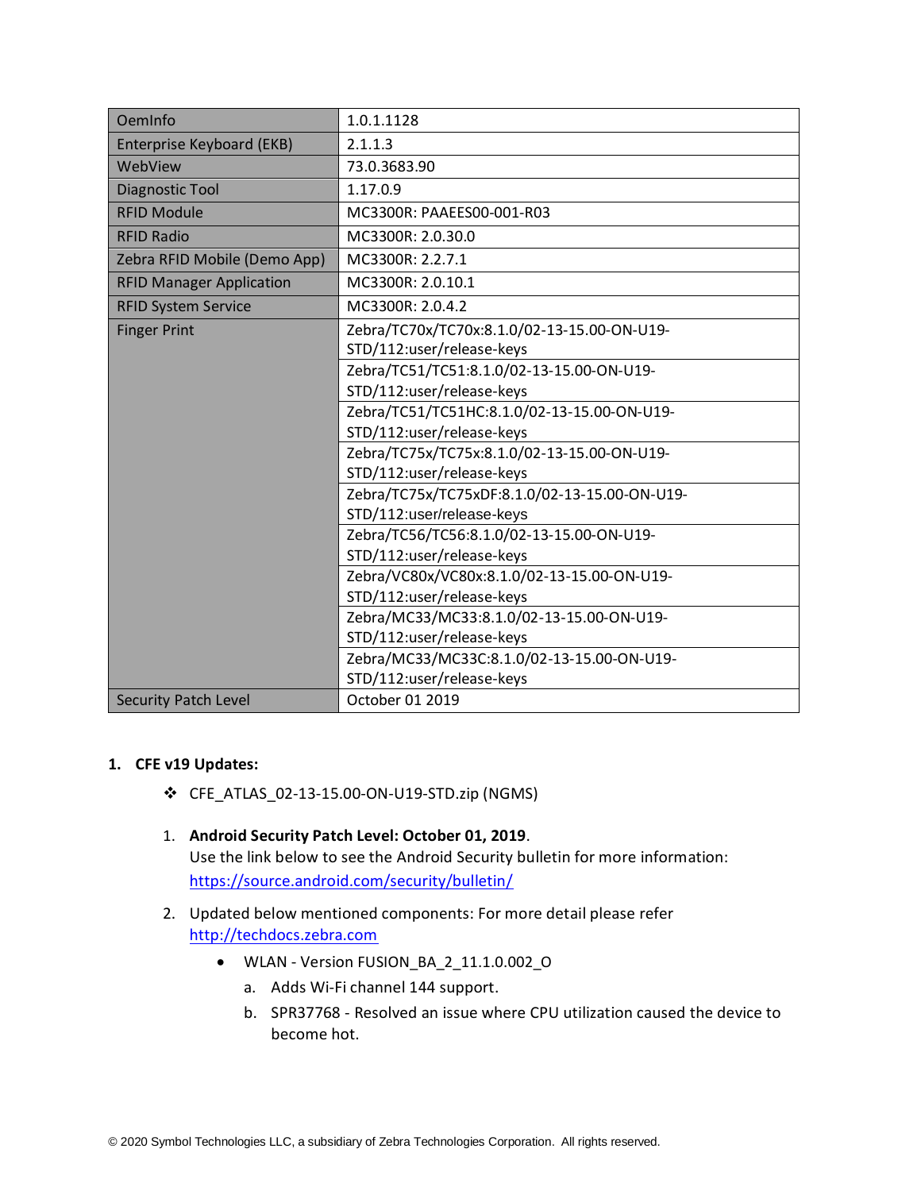| OemInfo | 1.0.1.1128 |
|---|---|
| Enterprise Keyboard (EKB) | 2.1.1.3 |
| WebView | 73.0.3683.90 |
| Diagnostic Tool | 1.17.0.9 |
| RFID Module | MC3300R: PAAEES00-001-R03 |
| RFID Radio | MC3300R: 2.0.30.0 |
| Zebra RFID Mobile (Demo App) | MC3300R: 2.2.7.1 |
| RFID Manager Application | MC3300R: 2.0.10.1 |
| RFID System Service | MC3300R: 2.0.4.2 |
| Finger Print | Zebra/TC70x/TC70x:8.1.0/02-13-15.00-ON-U19-STD/112:user/release-keys |
| | Zebra/TC51/TC51:8.1.0/02-13-15.00-ON-U19-STD/112:user/release-keys |
| | Zebra/TC51/TC51HC:8.1.0/02-13-15.00-ON-U19-STD/112:user/release-keys |
| | Zebra/TC75x/TC75x:8.1.0/02-13-15.00-ON-U19-STD/112:user/release-keys |
| | Zebra/TC75x/TC75xDF:8.1.0/02-13-15.00-ON-U19-STD/112:user/release-keys |
| | Zebra/TC56/TC56:8.1.0/02-13-15.00-ON-U19-STD/112:user/release-keys |
| | Zebra/VC80x/VC80x:8.1.0/02-13-15.00-ON-U19-STD/112:user/release-keys |
| | Zebra/MC33/MC33:8.1.0/02-13-15.00-ON-U19-STD/112:user/release-keys |
| | Zebra/MC33/MC33C:8.1.0/02-13-15.00-ON-U19-STD/112:user/release-keys |
| Security Patch Level | October 01 2019 |

1. **CFE v19 Updates:**

   ❖ CFE_ATLAS_02-13-15.00-ON-U19-STD.zip (NGMS)

   1. **Android Security Patch Level: October 01, 2019**.
      Use the link below to see the Android Security bulletin for more information: https://source.android.com/security/bulletin/

   2. Updated below mentioned components: For more detail please refer http://techdocs.zebra.com

      - WLAN - Version FUSION_BA_2_11.1.0.002_O
        a. Adds Wi-Fi channel 144 support.
        b. SPR37768 - Resolved an issue where CPU utilization caused the device to become hot.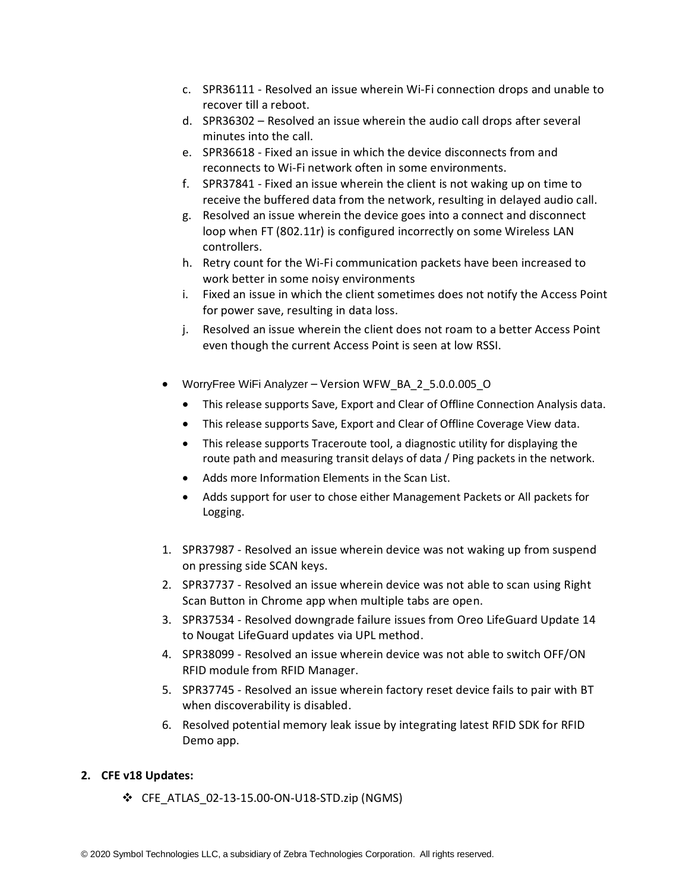c. SPR36111 - Resolved an issue wherein Wi-Fi connection drops and unable to recover till a reboot.
d. SPR36302 – Resolved an issue wherein the audio call drops after several minutes into the call.
e. SPR36618 - Fixed an issue in which the device disconnects from and reconnects to Wi-Fi network often in some environments.
f. SPR37841 - Fixed an issue wherein the client is not waking up on time to receive the buffered data from the network, resulting in delayed audio call.
g. Resolved an issue wherein the device goes into a connect and disconnect loop when FT (802.11r) is configured incorrectly on some Wireless LAN controllers.
h. Retry count for the Wi-Fi communication packets have been increased to work better in some noisy environments
i. Fixed an issue in which the client sometimes does not notify the Access Point for power save, resulting in data loss.
j. Resolved an issue wherein the client does not roam to a better Access Point even though the current Access Point is seen at low RSSI.

- WorryFree WiFi Analyzer – Version WFW_BA_2_5.0.0.005_O
  - This release supports Save, Export and Clear of Offline Connection Analysis data.
  - This release supports Save, Export and Clear of Offline Coverage View data.
  - This release supports Traceroute tool, a diagnostic utility for displaying the route path and measuring transit delays of data / Ping packets in the network.
  - Adds more Information Elements in the Scan List.
  - Adds support for user to chose either Management Packets or All packets for Logging.

1. SPR37987 - Resolved an issue wherein device was not waking up from suspend on pressing side SCAN keys.
2. SPR37737 - Resolved an issue wherein device was not able to scan using Right Scan Button in Chrome app when multiple tabs are open.
3. SPR37534 - Resolved downgrade failure issues from Oreo LifeGuard Update 14 to Nougat LifeGuard updates via UPL method.
4. SPR38099 - Resolved an issue wherein device was not able to switch OFF/ON RFID module from RFID Manager.
5. SPR37745 - Resolved an issue wherein factory reset device fails to pair with BT when discoverability is disabled.
6. Resolved potential memory leak issue by integrating latest RFID SDK for RFID Demo app.

**2. CFE v18 Updates:**

- ❖ CFE_ATLAS_02-13-15.00-ON-U18-STD.zip (NGMS)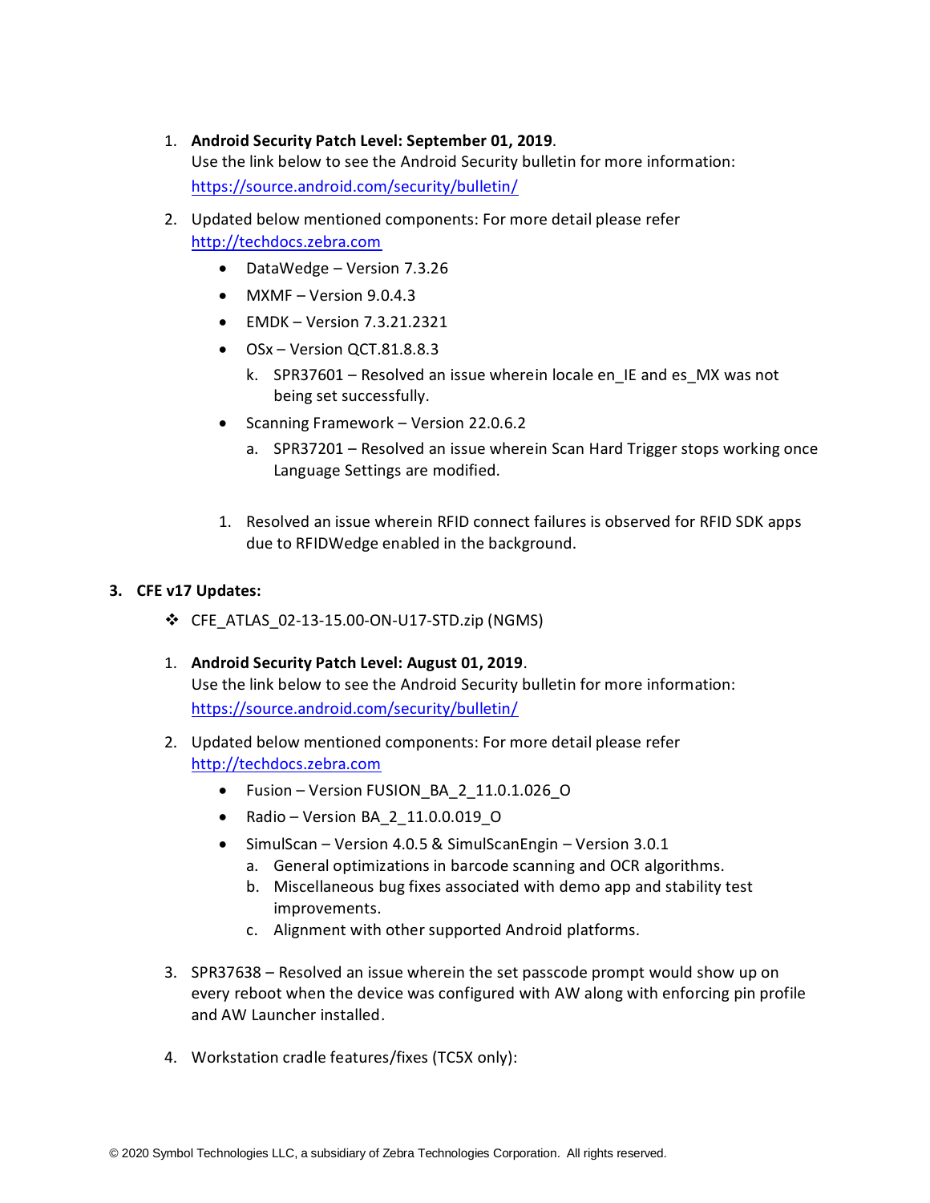1. **Android Security Patch Level: September 01, 2019**.
   Use the link below to see the Android Security bulletin for more information:
   https://source.android.com/security/bulletin/

2. Updated below mentioned components: For more detail please refer
   http://techdocs.zebra.com

   - DataWedge – Version 7.3.26
   - MXMF – Version 9.0.4.3
   - EMDK – Version 7.3.21.2321
   - OSx – Version QCT.81.8.8.3
     k. SPR37601 – Resolved an issue wherein locale en_IE and es_MX was not being set successfully.
   - Scanning Framework – Version 22.0.6.2
     a. SPR37201 – Resolved an issue wherein Scan Hard Trigger stops working once Language Settings are modified.

   1. Resolved an issue wherein RFID connect failures is observed for RFID SDK apps due to RFIDWedge enabled in the background.

**3. CFE v17 Updates:**

❖ CFE_ATLAS_02-13-15.00-ON-U17-STD.zip (NGMS)

1. **Android Security Patch Level: August 01, 2019**.
   Use the link below to see the Android Security bulletin for more information:
   https://source.android.com/security/bulletin/

2. Updated below mentioned components: For more detail please refer
   http://techdocs.zebra.com

   - Fusion – Version FUSION_BA_2_11.0.1.026_O
   - Radio – Version BA_2_11.0.0.019_O
   - SimulScan – Version 4.0.5 & SimulScanEngin – Version 3.0.1
     a. General optimizations in barcode scanning and OCR algorithms.
     b. Miscellaneous bug fixes associated with demo app and stability test improvements.
     c. Alignment with other supported Android platforms.

3. SPR37638 – Resolved an issue wherein the set passcode prompt would show up on every reboot when the device was configured with AW along with enforcing pin profile and AW Launcher installed.

4. Workstation cradle features/fixes (TC5X only):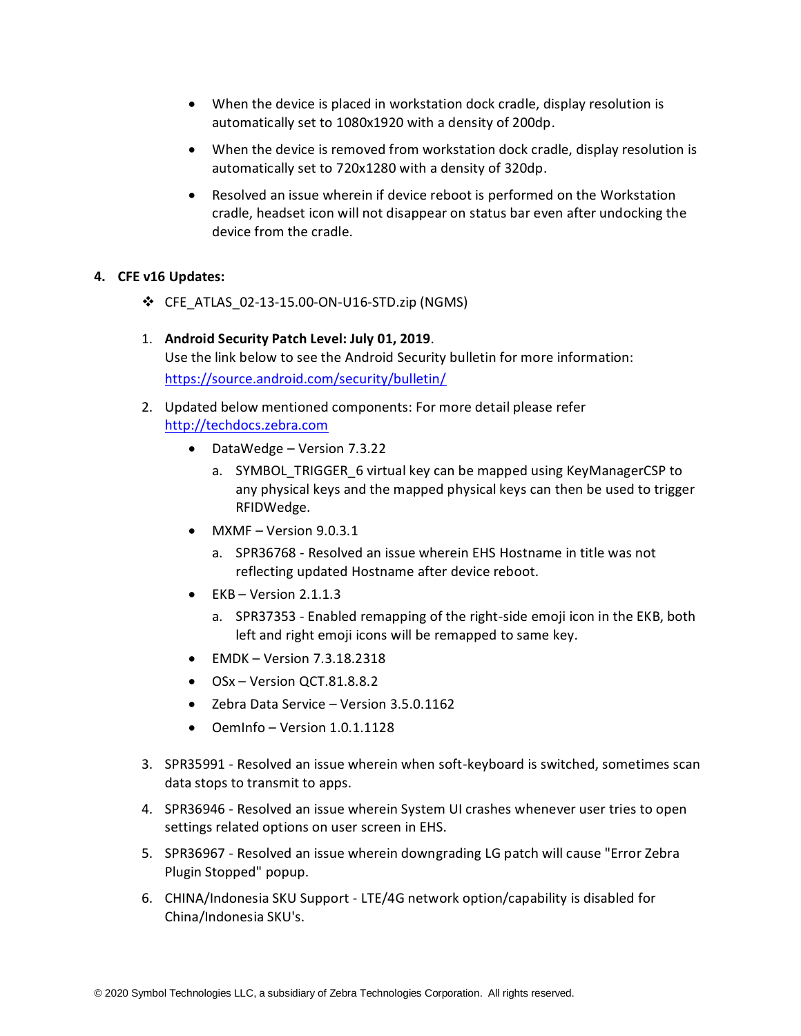- When the device is placed in workstation dock cradle, display resolution is automatically set to 1080x1920 with a density of 200dp.
- When the device is removed from workstation dock cradle, display resolution is automatically set to 720x1280 with a density of 320dp.
- Resolved an issue wherein if device reboot is performed on the Workstation cradle, headset icon will not disappear on status bar even after undocking the device from the cradle.

4. **CFE v16 Updates:**

   ❖ CFE_ATLAS_02-13-15.00-ON-U16-STD.zip (NGMS)

   1. **Android Security Patch Level: July 01, 2019**.
      Use the link below to see the Android Security bulletin for more information: https://source.android.com/security/bulletin/

   2. Updated below mentioned components: For more detail please refer http://techdocs.zebra.com

      - DataWedge – Version 7.3.22
        a. SYMBOL_TRIGGER_6 virtual key can be mapped using KeyManagerCSP to any physical keys and the mapped physical keys can then be used to trigger RFIDWedge.
      - MXMF – Version 9.0.3.1
        a. SPR36768 - Resolved an issue wherein EHS Hostname in title was not reflecting updated Hostname after device reboot.
      - EKB – Version 2.1.1.3
        a. SPR37353 - Enabled remapping of the right-side emoji icon in the EKB, both left and right emoji icons will be remapped to same key.
      - EMDK – Version 7.3.18.2318
      - OSx – Version QCT.81.8.8.2
      - Zebra Data Service – Version 3.5.0.1162
      - OemInfo – Version 1.0.1.1128

   3. SPR35991 - Resolved an issue wherein when soft-keyboard is switched, sometimes scan data stops to transmit to apps.

   4. SPR36946 - Resolved an issue wherein System UI crashes whenever user tries to open settings related options on user screen in EHS.

   5. SPR36967 - Resolved an issue wherein downgrading LG patch will cause "Error Zebra Plugin Stopped" popup.

   6. CHINA/Indonesia SKU Support - LTE/4G network option/capability is disabled for China/Indonesia SKU's.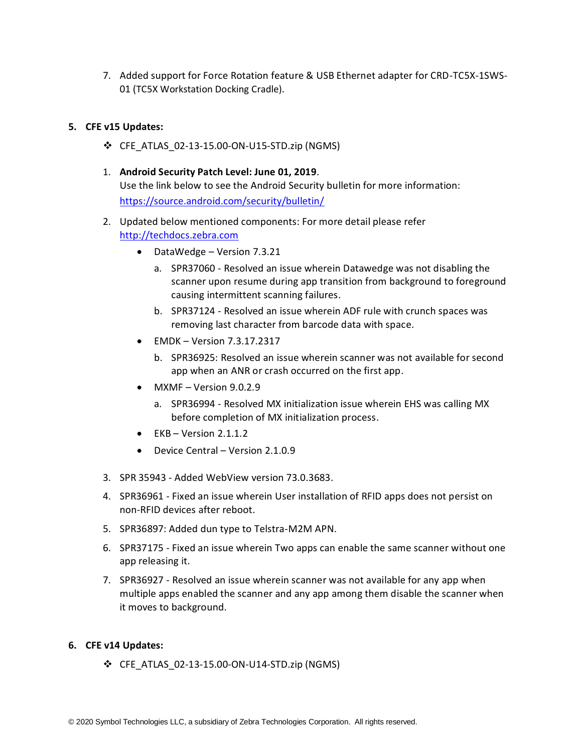7. Added support for Force Rotation feature & USB Ethernet adapter for CRD-TC5X-1SWS-01 (TC5X Workstation Docking Cradle).

5. **CFE v15 Updates:**

❖ CFE_ATLAS_02-13-15.00-ON-U15-STD.zip (NGMS)

1. **Android Security Patch Level: June 01, 2019**.
   Use the link below to see the Android Security bulletin for more information: [https://source.android.com/security/bulletin/](https://source.android.com/security/bulletin/)

2. Updated below mentioned components: For more detail please refer [http://techdocs.zebra.com](http://techdocs.zebra.com)
   - DataWedge – Version 7.3.21
     a. SPR37060 - Resolved an issue wherein Datawedge was not disabling the scanner upon resume during app transition from background to foreground causing intermittent scanning failures.
     b. SPR37124 - Resolved an issue wherein ADF rule with crunch spaces was removing last character from barcode data with space.
   - EMDK – Version 7.3.17.2317
     b. SPR36925: Resolved an issue wherein scanner was not available for second app when an ANR or crash occurred on the first app.
   - MXMF – Version 9.0.2.9
     a. SPR36994 - Resolved MX initialization issue wherein EHS was calling MX before completion of MX initialization process.
   - EKB – Version 2.1.1.2
   - Device Central – Version 2.1.0.9

3. SPR 35943 - Added WebView version 73.0.3683.

4. SPR36961 - Fixed an issue wherein User installation of RFID apps does not persist on non-RFID devices after reboot.

5. SPR36897: Added dun type to Telstra-M2M APN.

6. SPR37175 - Fixed an issue wherein Two apps can enable the same scanner without one app releasing it.

7. SPR36927 - Resolved an issue wherein scanner was not available for any app when multiple apps enabled the scanner and any app among them disable the scanner when it moves to background.

6. **CFE v14 Updates:**

❖ CFE_ATLAS_02-13-15.00-ON-U14-STD.zip (NGMS)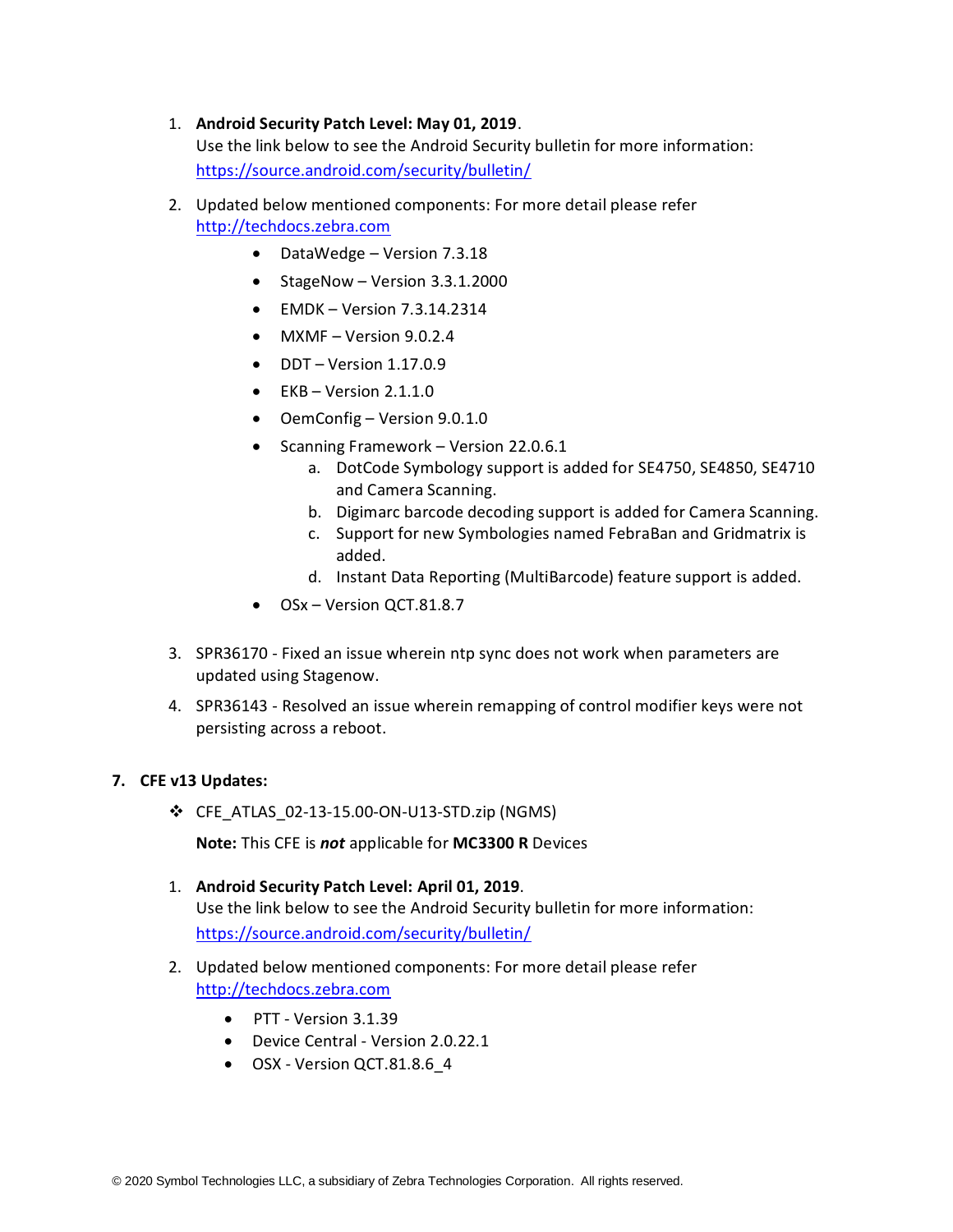1. **Android Security Patch Level: May 01, 2019**.
   Use the link below to see the Android Security bulletin for more information:
   https://source.android.com/security/bulletin/

2. Updated below mentioned components: For more detail please refer http://techdocs.zebra.com
   - DataWedge – Version 7.3.18
   - StageNow – Version 3.3.1.2000
   - EMDK – Version 7.3.14.2314
   - MXMF – Version 9.0.2.4
   - DDT – Version 1.17.0.9
   - EKB – Version 2.1.1.0
   - OemConfig – Version 9.0.1.0
   - Scanning Framework – Version 22.0.6.1
     a. DotCode Symbology support is added for SE4750, SE4850, SE4710 and Camera Scanning.
     b. Digimarc barcode decoding support is added for Camera Scanning.
     c. Support for new Symbologies named FebraBan and Gridmatrix is added.
     d. Instant Data Reporting (MultiBarcode) feature support is added.
   - OSx – Version QCT.81.8.7

3. SPR36170 - Fixed an issue wherein ntp sync does not work when parameters are updated using Stagenow.

4. SPR36143 - Resolved an issue wherein remapping of control modifier keys were not persisting across a reboot.

**7. CFE v13 Updates:**

- CFE_ATLAS_02-13-15.00-ON-U13-STD.zip (NGMS)

  **Note:** This CFE is ***not*** applicable for **MC3300 R** Devices

1. **Android Security Patch Level: April 01, 2019**.
   Use the link below to see the Android Security bulletin for more information:
   https://source.android.com/security/bulletin/

2. Updated below mentioned components: For more detail please refer http://techdocs.zebra.com
   - PTT - Version 3.1.39
   - Device Central - Version 2.0.22.1
   - OSX - Version QCT.81.8.6_4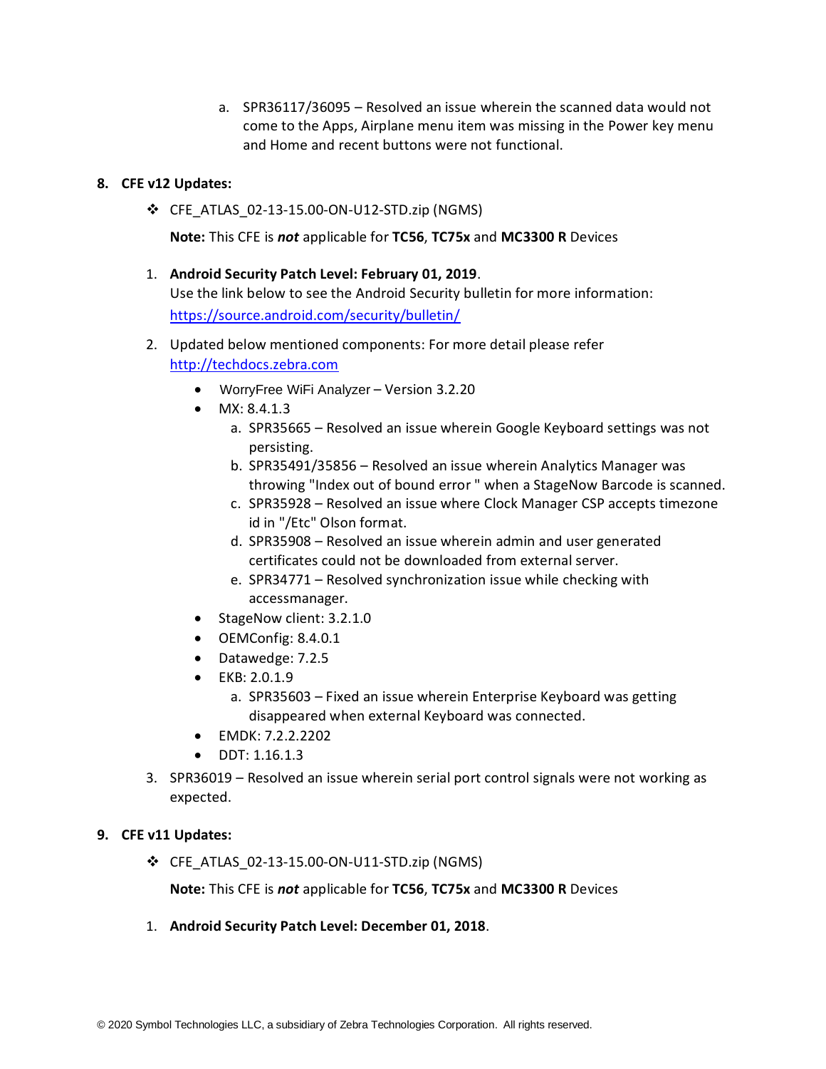a. SPR36117/36095 – Resolved an issue wherein the scanned data would not come to the Apps, Airplane menu item was missing in the Power key menu and Home and recent buttons were not functional.

**8. CFE v12 Updates:**

- CFE_ATLAS_02-13-15.00-ON-U12-STD.zip (NGMS)

  **Note:** This CFE is ***not*** applicable for **TC56**, **TC75x** and **MC3300 R** Devices

1. **Android Security Patch Level: February 01, 2019**.
   Use the link below to see the Android Security bulletin for more information: [https://source.android.com/security/bulletin/](https://source.android.com/security/bulletin/)
2. Updated below mentioned components: For more detail please refer [http://techdocs.zebra.com](http://techdocs.zebra.com)
   - WorryFree WiFi Analyzer – Version 3.2.20
   - MX: 8.4.1.3
     a. SPR35665 – Resolved an issue wherein Google Keyboard settings was not persisting.
     b. SPR35491/35856 – Resolved an issue wherein Analytics Manager was throwing "Index out of bound error " when a StageNow Barcode is scanned.
     c. SPR35928 – Resolved an issue where Clock Manager CSP accepts timezone id in "/Etc" Olson format.
     d. SPR35908 – Resolved an issue wherein admin and user generated certificates could not be downloaded from external server.
     e. SPR34771 – Resolved synchronization issue while checking with accessmanager.
   - StageNow client: 3.2.1.0
   - OEMConfig: 8.4.0.1
   - Datawedge: 7.2.5
   - EKB: 2.0.1.9
     a. SPR35603 – Fixed an issue wherein Enterprise Keyboard was getting disappeared when external Keyboard was connected.
   - EMDK: 7.2.2.2202
   - DDT: 1.16.1.3
3. SPR36019 – Resolved an issue wherein serial port control signals were not working as expected.

**9. CFE v11 Updates:**

- CFE_ATLAS_02-13-15.00-ON-U11-STD.zip (NGMS)

  **Note:** This CFE is ***not*** applicable for **TC56**, **TC75x** and **MC3300 R** Devices

1. **Android Security Patch Level: December 01, 2018**.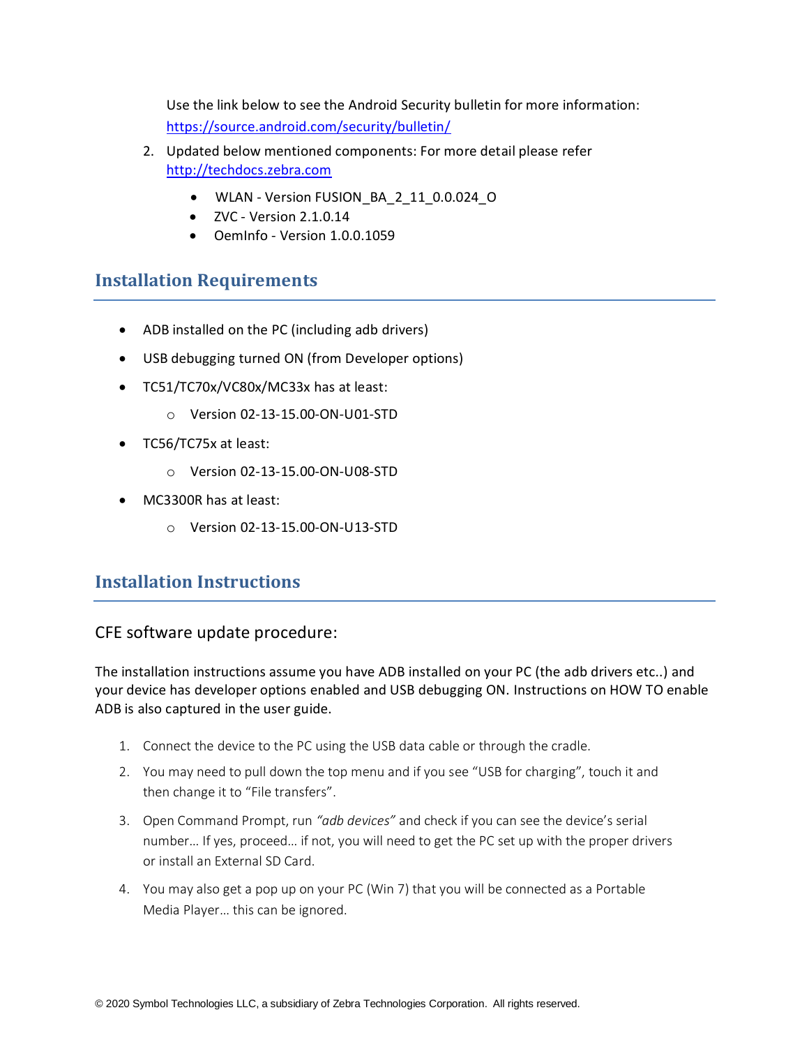Use the link below to see the Android Security bulletin for more information: [https://source.android.com/security/bulletin/](https://source.android.com/security/bulletin/)

2. Updated below mentioned components: For more detail please refer [http://techdocs.zebra.com](http://techdocs.zebra.com)

    - WLAN - Version FUSION_BA_2_11_0.0.024_O
    - ZVC - Version 2.1.0.14
    - OemInfo - Version 1.0.0.1059

## Installation Requirements

- ADB installed on the PC (including adb drivers)
- USB debugging turned ON (from Developer options)
- TC51/TC70x/VC80x/MC33x has at least:
    - Version 02-13-15.00-ON-U01-STD
- TC56/TC75x at least:
    - Version 02-13-15.00-ON-U08-STD
- MC3300R has at least:
    - Version 02-13-15.00-ON-U13-STD

## Installation Instructions

### CFE software update procedure:

The installation instructions assume you have ADB installed on your PC (the adb drivers etc..) and your device has developer options enabled and USB debugging ON. Instructions on HOW TO enable ADB is also captured in the user guide.

1. Connect the device to the PC using the USB data cable or through the cradle.
2. You may need to pull down the top menu and if you see “USB for charging”, touch it and then change it to “File transfers”.
3. Open Command Prompt, run *“adb devices”* and check if you can see the device’s serial number… If yes, proceed… if not, you will need to get the PC set up with the proper drivers or install an External SD Card.
4. You may also get a pop up on your PC (Win 7) that you will be connected as a Portable Media Player… this can be ignored.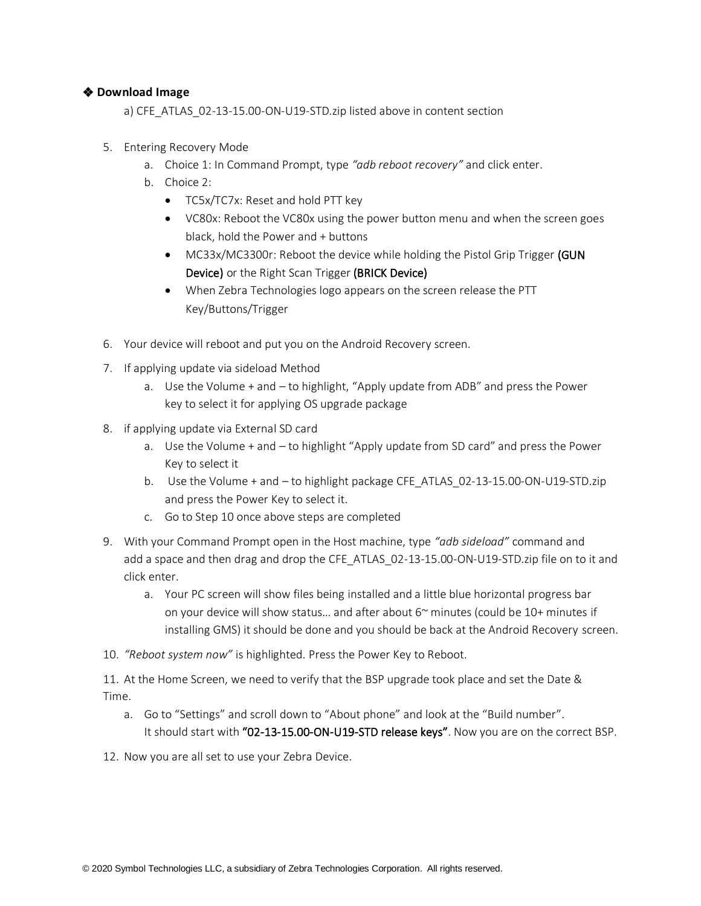❖ **Download Image**

a) CFE_ATLAS_02-13-15.00-ON-U19-STD.zip listed above in content section

5. Entering Recovery Mode
    a. Choice 1: In Command Prompt, type *"adb reboot recovery"* and click enter.
    b. Choice 2:
        - TC5x/TC7x: Reset and hold PTT key
        - VC80x: Reboot the VC80x using the power button menu and when the screen goes black, hold the Power and + buttons
        - MC33x/MC3300r: Reboot the device while holding the Pistol Grip Trigger (GUN Device) or the Right Scan Trigger (BRICK Device)
        - When Zebra Technologies logo appears on the screen release the PTT Key/Buttons/Trigger

6. Your device will reboot and put you on the Android Recovery screen.

7. If applying update via sideload Method
    a. Use the Volume + and – to highlight, "Apply update from ADB" and press the Power key to select it for applying OS upgrade package

8. if applying update via External SD card
    a. Use the Volume + and – to highlight "Apply update from SD card" and press the Power Key to select it
    b. Use the Volume + and – to highlight package CFE_ATLAS_02-13-15.00-ON-U19-STD.zip and press the Power Key to select it.
    c. Go to Step 10 once above steps are completed

9. With your Command Prompt open in the Host machine, type *"adb sideload"* command and add a space and then drag and drop the CFE_ATLAS_02-13-15.00-ON-U19-STD.zip file on to it and click enter.
    a. Your PC screen will show files being installed and a little blue horizontal progress bar on your device will show status… and after about 6~ minutes (could be 10+ minutes if installing GMS) it should be done and you should be back at the Android Recovery screen.

10. *"Reboot system now"* is highlighted. Press the Power Key to Reboot.

11. At the Home Screen, we need to verify that the BSP upgrade took place and set the Date & Time.
    a. Go to "Settings" and scroll down to "About phone" and look at the "Build number". It should start with "02-13-15.00-ON-U19-STD release keys". Now you are on the correct BSP.

12. Now you are all set to use your Zebra Device.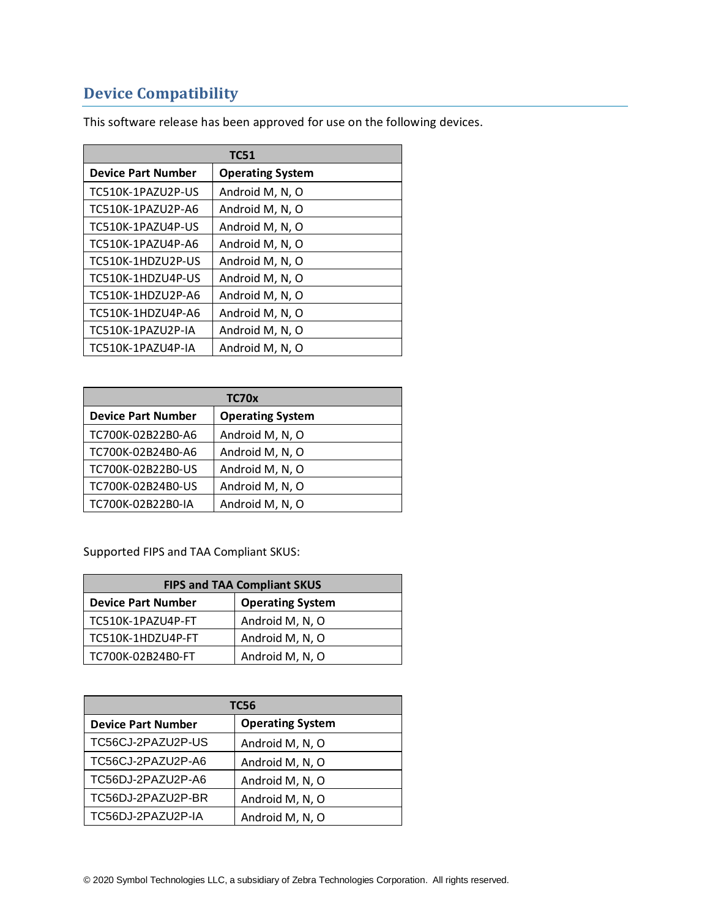## Device Compatibility

This software release has been approved for use on the following devices.

| TC51 | |
|---|---|
| **Device Part Number** | **Operating System** |
| TC510K-1PAZU2P-US | Android M, N, O |
| TC510K-1PAZU2P-A6 | Android M, N, O |
| TC510K-1PAZU4P-US | Android M, N, O |
| TC510K-1PAZU4P-A6 | Android M, N, O |
| TC510K-1HDZU2P-US | Android M, N, O |
| TC510K-1HDZU4P-US | Android M, N, O |
| TC510K-1HDZU2P-A6 | Android M, N, O |
| TC510K-1HDZU4P-A6 | Android M, N, O |
| TC510K-1PAZU2P-IA | Android M, N, O |
| TC510K-1PAZU4P-IA | Android M, N, O |

| TC70x | |
|---|---|
| **Device Part Number** | **Operating System** |
| TC700K-02B22B0-A6 | Android M, N, O |
| TC700K-02B24B0-A6 | Android M, N, O |
| TC700K-02B22B0-US | Android M, N, O |
| TC700K-02B24B0-US | Android M, N, O |
| TC700K-02B22B0-IA | Android M, N, O |

Supported FIPS and TAA Compliant SKUS:

| FIPS and TAA Compliant SKUS | |
|---|---|
| **Device Part Number** | **Operating System** |
| TC510K-1PAZU4P-FT | Android M, N, O |
| TC510K-1HDZU4P-FT | Android M, N, O |
| TC700K-02B24B0-FT | Android M, N, O |

| TC56 | |
|---|---|
| **Device Part Number** | **Operating System** |
| TC56CJ-2PAZU2P-US | Android M, N, O |
| TC56CJ-2PAZU2P-A6 | Android M, N, O |
| TC56DJ-2PAZU2P-A6 | Android M, N, O |
| TC56DJ-2PAZU2P-BR | Android M, N, O |
| TC56DJ-2PAZU2P-IA | Android M, N, O |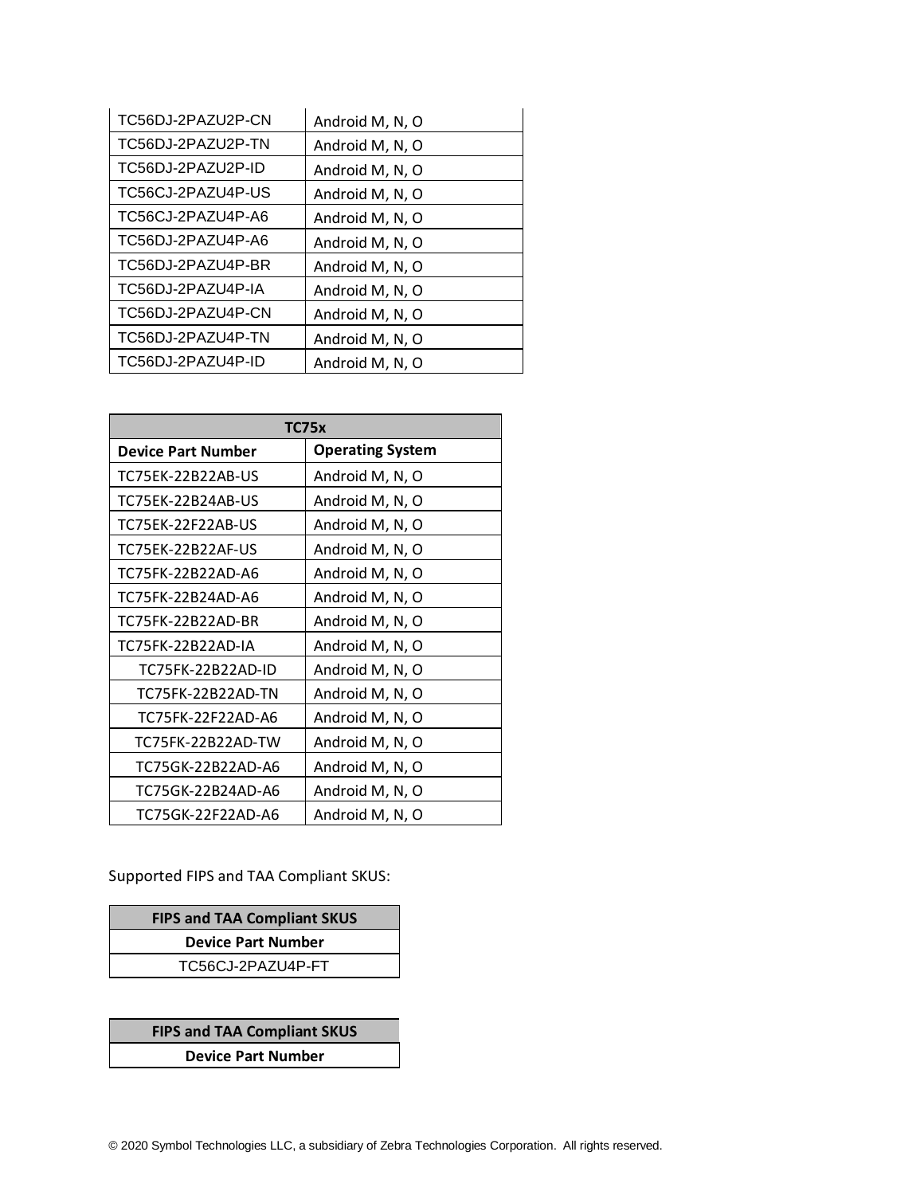| | |
|---|---|
| TC56DJ-2PAZU2P-CN | Android M, N, O |
| TC56DJ-2PAZU2P-TN | Android M, N, O |
| TC56DJ-2PAZU2P-ID | Android M, N, O |
| TC56CJ-2PAZU4P-US | Android M, N, O |
| TC56CJ-2PAZU4P-A6 | Android M, N, O |
| TC56DJ-2PAZU4P-A6 | Android M, N, O |
| TC56DJ-2PAZU4P-BR | Android M, N, O |
| TC56DJ-2PAZU4P-IA | Android M, N, O |
| TC56DJ-2PAZU4P-CN | Android M, N, O |
| TC56DJ-2PAZU4P-TN | Android M, N, O |
| TC56DJ-2PAZU4P-ID | Android M, N, O |

| TC75x | |
|---|---|
| **Device Part Number** | **Operating System** |
| TC75EK-22B22AB-US | Android M, N, O |
| TC75EK-22B24AB-US | Android M, N, O |
| TC75EK-22F22AB-US | Android M, N, O |
| TC75EK-22B22AF-US | Android M, N, O |
| TC75FK-22B22AD-A6 | Android M, N, O |
| TC75FK-22B24AD-A6 | Android M, N, O |
| TC75FK-22B22AD-BR | Android M, N, O |
| TC75FK-22B22AD-IA | Android M, N, O |
| TC75FK-22B22AD-ID | Android M, N, O |
| TC75FK-22B22AD-TN | Android M, N, O |
| TC75FK-22F22AD-A6 | Android M, N, O |
| TC75FK-22B22AD-TW | Android M, N, O |
| TC75GK-22B22AD-A6 | Android M, N, O |
| TC75GK-22B24AD-A6 | Android M, N, O |
| TC75GK-22F22AD-A6 | Android M, N, O |

Supported FIPS and TAA Compliant SKUS:

| FIPS and TAA Compliant SKUS |
|---|
| **Device Part Number** |
| TC56CJ-2PAZU4P-FT |

| FIPS and TAA Compliant SKUS |
|---|
| **Device Part Number** |

© 2020 Symbol Technologies LLC, a subsidiary of Zebra Technologies Corporation. All rights reserved.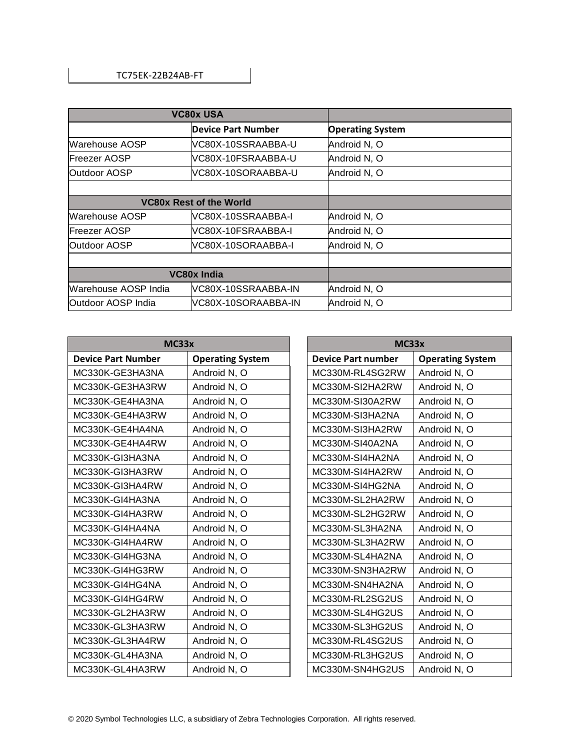| TC75EK-22B24AB-FT |
|---|

| VC80x USA | | |
|---|---|---|
| | **Device Part Number** | **Operating System** |
| Warehouse AOSP | VC80X-10SSRAABBA-U | Android N, O |
| Freezer AOSP | VC80X-10FSRAABBA-U | Android N, O |
| Outdoor AOSP | VC80X-10SORAABBA-U | Android N, O |
| | | |
| **VC80x Rest of the World** | | |
| Warehouse AOSP | VC80X-10SSRAABBA-I | Android N, O |
| Freezer AOSP | VC80X-10FSRAABBA-I | Android N, O |
| Outdoor AOSP | VC80X-10SORAABBA-I | Android N, O |
| | | |
| **VC80x India** | | |
| Warehouse AOSP India | VC80X-10SSRAABBA-IN | Android N, O |
| Outdoor AOSP India | VC80X-10SORAABBA-IN | Android N, O |

| MC33x | |
|---|---|
| **Device Part Number** | **Operating System** |
| MC330K-GE3HA3NA | Android N, O |
| MC330K-GE3HA3RW | Android N, O |
| MC330K-GE4HA3NA | Android N, O |
| MC330K-GE4HA3RW | Android N, O |
| MC330K-GE4HA4NA | Android N, O |
| MC330K-GE4HA4RW | Android N, O |
| MC330K-GI3HA3NA | Android N, O |
| MC330K-GI3HA3RW | Android N, O |
| MC330K-GI3HA4RW | Android N, O |
| MC330K-GI4HA3NA | Android N, O |
| MC330K-GI4HA3RW | Android N, O |
| MC330K-GI4HA4NA | Android N, O |
| MC330K-GI4HA4RW | Android N, O |
| MC330K-GI4HG3NA | Android N, O |
| MC330K-GI4HG3RW | Android N, O |
| MC330K-GI4HG4NA | Android N, O |
| MC330K-GI4HG4RW | Android N, O |
| MC330K-GL2HA3RW | Android N, O |
| MC330K-GL3HA3RW | Android N, O |
| MC330K-GL3HA4RW | Android N, O |
| MC330K-GL4HA3NA | Android N, O |
| MC330K-GL4HA3RW | Android N, O |

| MC33x | |
|---|---|
| **Device Part number** | **Operating System** |
| MC330M-RL4SG2RW | Android N, O |
| MC330M-SI2HA2RW | Android N, O |
| MC330M-SI30A2RW | Android N, O |
| MC330M-SI3HA2NA | Android N, O |
| MC330M-SI3HA2RW | Android N, O |
| MC330M-SI40A2NA | Android N, O |
| MC330M-SI4HA2NA | Android N, O |
| MC330M-SI4HA2RW | Android N, O |
| MC330M-SI4HG2NA | Android N, O |
| MC330M-SL2HA2RW | Android N, O |
| MC330M-SL2HG2RW | Android N, O |
| MC330M-SL3HA2NA | Android N, O |
| MC330M-SL3HA2RW | Android N, O |
| MC330M-SL4HA2NA | Android N, O |
| MC330M-SN3HA2RW | Android N, O |
| MC330M-SN4HA2NA | Android N, O |
| MC330M-RL2SG2US | Android N, O |
| MC330M-SL4HG2US | Android N, O |
| MC330M-SL3HG2US | Android N, O |
| MC330M-RL4SG2US | Android N, O |
| MC330M-RL3HG2US | Android N, O |
| MC330M-SN4HG2US | Android N, O |

© 2020 Symbol Technologies LLC, a subsidiary of Zebra Technologies Corporation. All rights reserved.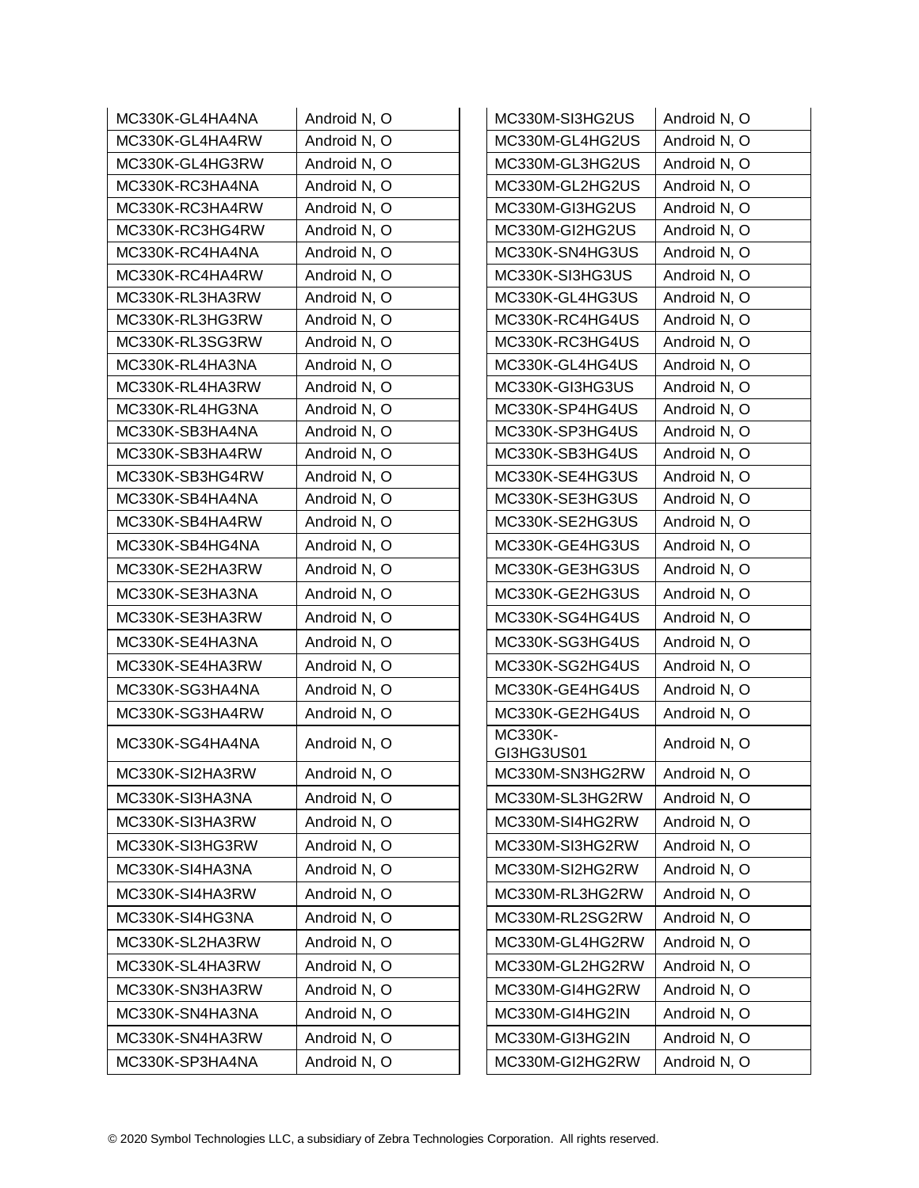| | |
|---|---|
| MC330K-GL4HA4NA | Android N, O |
| MC330K-GL4HA4RW | Android N, O |
| MC330K-GL4HG3RW | Android N, O |
| MC330K-RC3HA4NA | Android N, O |
| MC330K-RC3HA4RW | Android N, O |
| MC330K-RC3HG4RW | Android N, O |
| MC330K-RC4HA4NA | Android N, O |
| MC330K-RC4HA4RW | Android N, O |
| MC330K-RL3HA3RW | Android N, O |
| MC330K-RL3HG3RW | Android N, O |
| MC330K-RL3SG3RW | Android N, O |
| MC330K-RL4HA3NA | Android N, O |
| MC330K-RL4HA3RW | Android N, O |
| MC330K-RL4HG3NA | Android N, O |
| MC330K-SB3HA4NA | Android N, O |
| MC330K-SB3HA4RW | Android N, O |
| MC330K-SB3HG4RW | Android N, O |
| MC330K-SB4HA4NA | Android N, O |
| MC330K-SB4HA4RW | Android N, O |
| MC330K-SB4HG4NA | Android N, O |
| MC330K-SE2HA3RW | Android N, O |
| MC330K-SE3HA3NA | Android N, O |
| MC330K-SE3HA3RW | Android N, O |
| MC330K-SE4HA3NA | Android N, O |
| MC330K-SE4HA3RW | Android N, O |
| MC330K-SG3HA4NA | Android N, O |
| MC330K-SG3HA4RW | Android N, O |
| MC330K-SG4HA4NA | Android N, O |
| MC330K-SI2HA3RW | Android N, O |
| MC330K-SI3HA3NA | Android N, O |
| MC330K-SI3HA3RW | Android N, O |
| MC330K-SI3HG3RW | Android N, O |
| MC330K-SI4HA3NA | Android N, O |
| MC330K-SI4HA3RW | Android N, O |
| MC330K-SI4HG3NA | Android N, O |
| MC330K-SL2HA3RW | Android N, O |
| MC330K-SL4HA3RW | Android N, O |
| MC330K-SN3HA3RW | Android N, O |
| MC330K-SN4HA3NA | Android N, O |
| MC330K-SN4HA3RW | Android N, O |
| MC330K-SP3HA4NA | Android N, O |

| | |
|---|---|
| MC330M-SI3HG2US | Android N, O |
| MC330M-GL4HG2US | Android N, O |
| MC330M-GL3HG2US | Android N, O |
| MC330M-GL2HG2US | Android N, O |
| MC330M-GI3HG2US | Android N, O |
| MC330M-GI2HG2US | Android N, O |
| MC330K-SN4HG3US | Android N, O |
| MC330K-SI3HG3US | Android N, O |
| MC330K-GL4HG3US | Android N, O |
| MC330K-RC4HG4US | Android N, O |
| MC330K-RC3HG4US | Android N, O |
| MC330K-GL4HG4US | Android N, O |
| MC330K-GI3HG3US | Android N, O |
| MC330K-SP4HG4US | Android N, O |
| MC330K-SP3HG4US | Android N, O |
| MC330K-SB3HG4US | Android N, O |
| MC330K-SE4HG3US | Android N, O |
| MC330K-SE3HG3US | Android N, O |
| MC330K-SE2HG3US | Android N, O |
| MC330K-GE4HG3US | Android N, O |
| MC330K-GE3HG3US | Android N, O |
| MC330K-GE2HG3US | Android N, O |
| MC330K-SG4HG4US | Android N, O |
| MC330K-SG3HG4US | Android N, O |
| MC330K-SG2HG4US | Android N, O |
| MC330K-GE4HG4US | Android N, O |
| MC330K-GE2HG4US | Android N, O |
| MC330K-GI3HG3US01 | Android N, O |
| MC330M-SN3HG2RW | Android N, O |
| MC330M-SL3HG2RW | Android N, O |
| MC330M-SI4HG2RW | Android N, O |
| MC330M-SI3HG2RW | Android N, O |
| MC330M-SI2HG2RW | Android N, O |
| MC330M-RL3HG2RW | Android N, O |
| MC330M-RL2SG2RW | Android N, O |
| MC330M-GL4HG2RW | Android N, O |
| MC330M-GL2HG2RW | Android N, O |
| MC330M-GI4HG2RW | Android N, O |
| MC330M-GI4HG2IN | Android N, O |
| MC330M-GI3HG2IN | Android N, O |
| MC330M-GI2HG2RW | Android N, O |

© 2020 Symbol Technologies LLC, a subsidiary of Zebra Technologies Corporation. All rights reserved.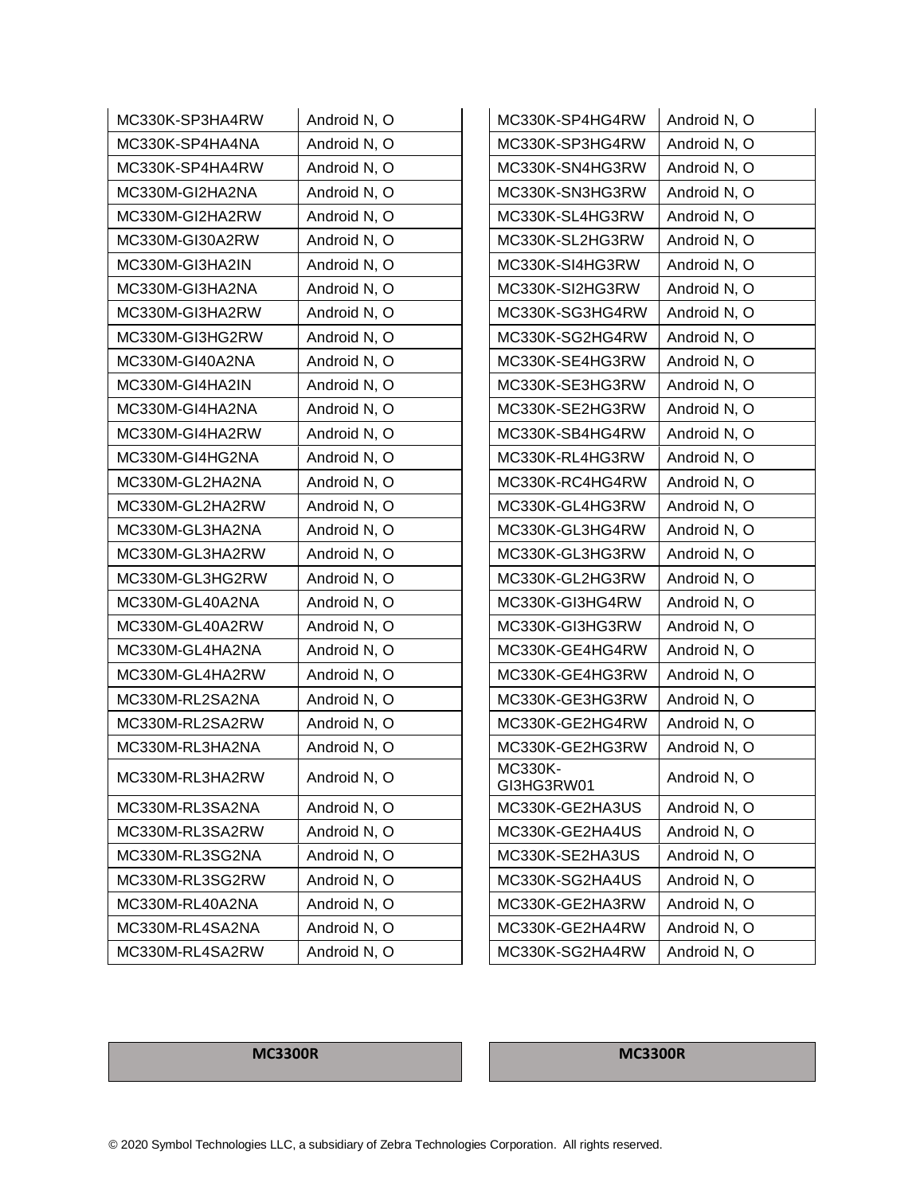| | |
|---|---|
| MC330K-SP3HA4RW | Android N, O |
| MC330K-SP4HA4NA | Android N, O |
| MC330K-SP4HA4RW | Android N, O |
| MC330M-GI2HA2NA | Android N, O |
| MC330M-GI2HA2RW | Android N, O |
| MC330M-GI30A2RW | Android N, O |
| MC330M-GI3HA2IN | Android N, O |
| MC330M-GI3HA2NA | Android N, O |
| MC330M-GI3HA2RW | Android N, O |
| MC330M-GI3HG2RW | Android N, O |
| MC330M-GI40A2NA | Android N, O |
| MC330M-GI4HA2IN | Android N, O |
| MC330M-GI4HA2NA | Android N, O |
| MC330M-GI4HA2RW | Android N, O |
| MC330M-GI4HG2NA | Android N, O |
| MC330M-GL2HA2NA | Android N, O |
| MC330M-GL2HA2RW | Android N, O |
| MC330M-GL3HA2NA | Android N, O |
| MC330M-GL3HA2RW | Android N, O |
| MC330M-GL3HG2RW | Android N, O |
| MC330M-GL40A2NA | Android N, O |
| MC330M-GL40A2RW | Android N, O |
| MC330M-GL4HA2NA | Android N, O |
| MC330M-GL4HA2RW | Android N, O |
| MC330M-RL2SA2NA | Android N, O |
| MC330M-RL2SA2RW | Android N, O |
| MC330M-RL3HA2NA | Android N, O |
| MC330M-RL3HA2RW | Android N, O |
| MC330M-RL3SA2NA | Android N, O |
| MC330M-RL3SA2RW | Android N, O |
| MC330M-RL3SG2NA | Android N, O |
| MC330M-RL3SG2RW | Android N, O |
| MC330M-RL40A2NA | Android N, O |
| MC330M-RL4SA2NA | Android N, O |
| MC330M-RL4SA2RW | Android N, O |

| | |
|---|---|
| MC330K-SP4HG4RW | Android N, O |
| MC330K-SP3HG4RW | Android N, O |
| MC330K-SN4HG3RW | Android N, O |
| MC330K-SN3HG3RW | Android N, O |
| MC330K-SL4HG3RW | Android N, O |
| MC330K-SL2HG3RW | Android N, O |
| MC330K-SI4HG3RW | Android N, O |
| MC330K-SI2HG3RW | Android N, O |
| MC330K-SG3HG4RW | Android N, O |
| MC330K-SG2HG4RW | Android N, O |
| MC330K-SE4HG3RW | Android N, O |
| MC330K-SE3HG3RW | Android N, O |
| MC330K-SE2HG3RW | Android N, O |
| MC330K-SB4HG4RW | Android N, O |
| MC330K-RL4HG3RW | Android N, O |
| MC330K-RC4HG4RW | Android N, O |
| MC330K-GL4HG3RW | Android N, O |
| MC330K-GL3HG4RW | Android N, O |
| MC330K-GL3HG3RW | Android N, O |
| MC330K-GL2HG3RW | Android N, O |
| MC330K-GI3HG4RW | Android N, O |
| MC330K-GI3HG3RW | Android N, O |
| MC330K-GE4HG4RW | Android N, O |
| MC330K-GE4HG3RW | Android N, O |
| MC330K-GE3HG3RW | Android N, O |
| MC330K-GE2HG4RW | Android N, O |
| MC330K-GE2HG3RW | Android N, O |
| MC330K-GI3HG3RW01 | Android N, O |
| MC330K-GE2HA3US | Android N, O |
| MC330K-GE2HA4US | Android N, O |
| MC330K-SE2HA3US | Android N, O |
| MC330K-SG2HA4US | Android N, O |
| MC330K-GE2HA3RW | Android N, O |
| MC330K-GE2HA4RW | Android N, O |
| MC330K-SG2HA4RW | Android N, O |

| **MC3300R** | **MC3300R** |
|---|---|

© 2020 Symbol Technologies LLC, a subsidiary of Zebra Technologies Corporation. All rights reserved.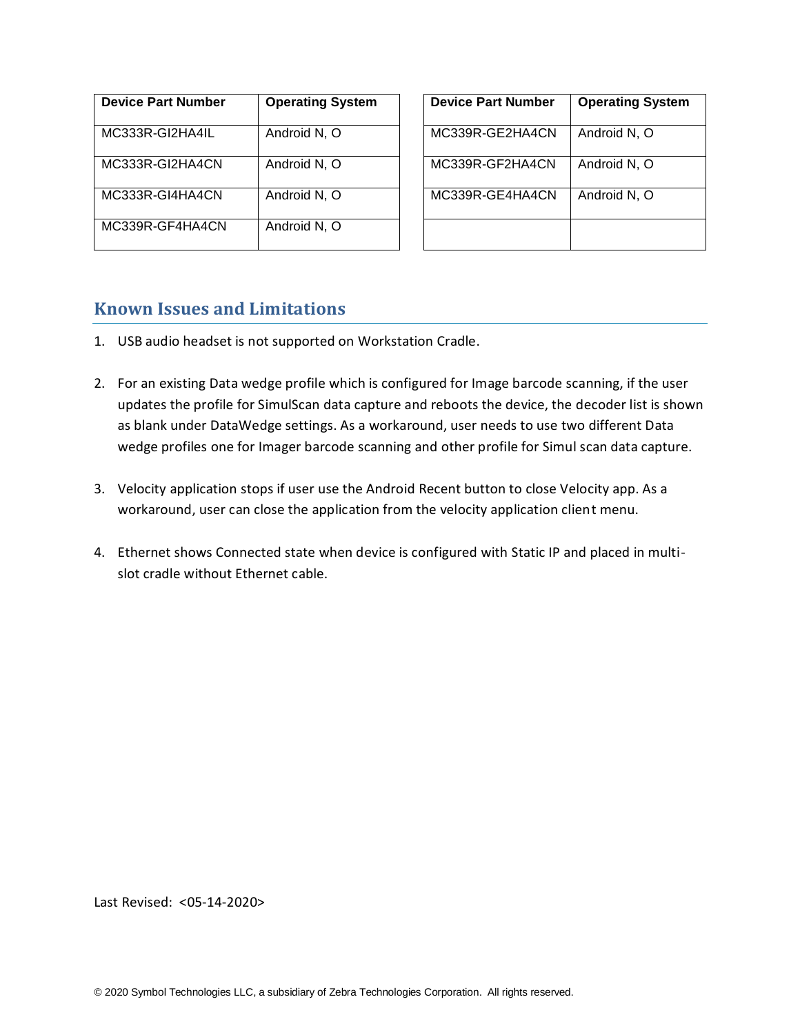| Device Part Number | Operating System | Device Part Number | Operating System |
|---|---|---|---|
| MC333R-GI2HA4IL | Android N, O | MC339R-GE2HA4CN | Android N, O |
| MC333R-GI2HA4CN | Android N, O | MC339R-GF2HA4CN | Android N, O |
| MC333R-GI4HA4CN | Android N, O | MC339R-GE4HA4CN | Android N, O |
| MC339R-GF4HA4CN | Android N, O | | |

## Known Issues and Limitations

1. USB audio headset is not supported on Workstation Cradle.

2. For an existing Data wedge profile which is configured for Image barcode scanning, if the user updates the profile for SimulScan data capture and reboots the device, the decoder list is shown as blank under DataWedge settings. As a workaround, user needs to use two different Data wedge profiles one for Imager barcode scanning and other profile for Simul scan data capture.

3. Velocity application stops if user use the Android Recent button to close Velocity app. As a workaround, user can close the application from the velocity application client menu.

4. Ethernet shows Connected state when device is configured with Static IP and placed in multi-slot cradle without Ethernet cable.

Last Revised: <05-14-2020>

© 2020 Symbol Technologies LLC, a subsidiary of Zebra Technologies Corporation. All rights reserved.